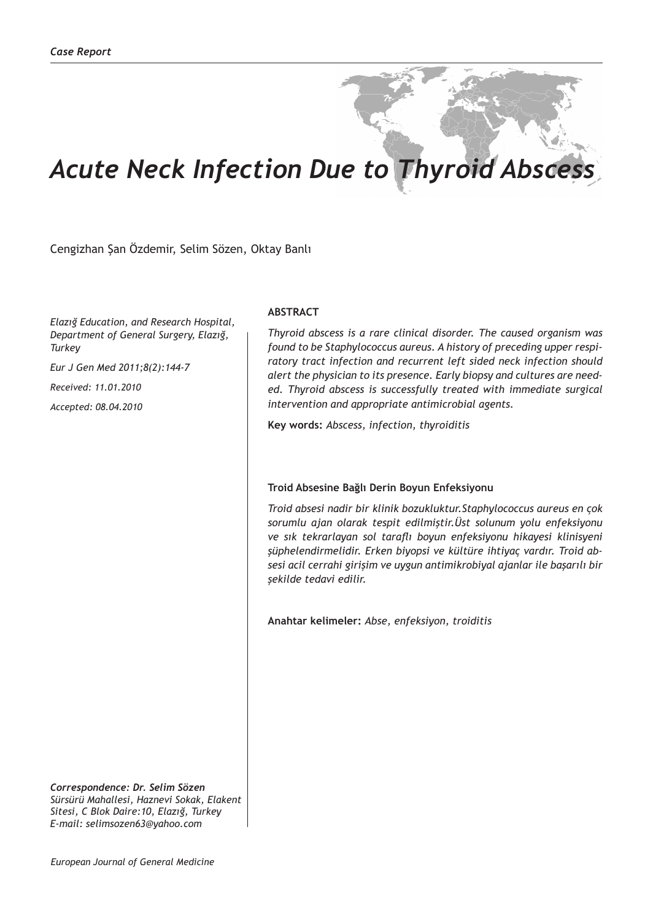*Case Report*

# *Acute Neck Infection Due to Thyroid Abscess*

Cengizhan Şan Özdemir, Selim Sözen, Oktay Banlı

*Elazığ Education, and Research Hospital, Department of General Surgery, Elazığ, Turkey*

*Eur J Gen Med 2011;8(2):144-7*

*Received: 11.01.2010*

*Accepted: 08.04.2010*

## ABSTRACT

*Thyroid abscess is a rare clinical disorder. The caused organism was found to be Staphylococcus aureus. A history of preceding upper respiratory tract infection and recurrent left sided neck infection should alert the physician to its presence. Early biopsy and cultures are needed. Thyroid abscess is successfully treated with immediate surgical intervention and appropriate antimicrobial agents.*

**Key words:** *Abscess, infection, thyroiditis*

### Troid Absesine Bağlı Derin Boyun Enfeksiyonu

*Troid absesi nadir bir klinik bozukluktur.Staphylococcus aureus en çok sorumlu ajan olarak tespit edilmiştir.Üst solunum yolu enfeksiyonu ve sık tekrarlayan sol taraflı boyun enfeksiyonu hikayesi klinisyeni şüphelendirmelidir. Erken biyopsi ve kültüre ihtiyaç vardır. Troid absesi acil cerrahi girişim ve uygun antimikrobiyal ajanlar ile başarılı bir şekilde tedavi edilir.*

**Anahtar kelimeler:** *Abse, enfeksiyon, troiditis*

***Correspondence: Dr. Selim Sözen***
*Sürsürü Mahallesi, Haznevi Sokak, Elakent Sitesi, C Blok Daire:10, Elazığ, Turkey*
*E-mail: selimsozen63@yahoo.com*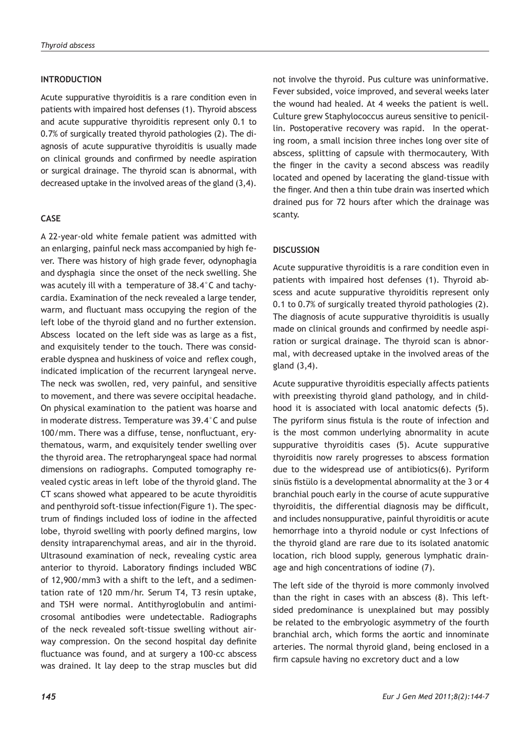## INTRODUCTION

Acute suppurative thyroiditis is a rare condition even in patients with impaired host defenses (1). Thyroid abscess and acute suppurative thyroiditis represent only 0.1 to 0.7% of surgically treated thyroid pathologies (2). The diagnosis of acute suppurative thyroiditis is usually made on clinical grounds and confirmed by needle aspiration or surgical drainage. The thyroid scan is abnormal, with decreased uptake in the involved areas of the gland (3,4).

## CASE

A 22-year-old white female patient was admitted with an enlarging, painful neck mass accompanied by high fever. There was history of high grade fever, odynophagia and dysphagia since the onset of the neck swelling. She was acutely ill with a temperature of 38.4°C and tachycardia. Examination of the neck revealed a large tender, warm, and fluctuant mass occupying the region of the left lobe of the thyroid gland and no further extension. Abscess located on the left side was as large as a fist, and exquisitely tender to the touch. There was considerable dyspnea and huskiness of voice and reflex cough, indicated implication of the recurrent laryngeal nerve. The neck was swollen, red, very painful, and sensitive to movement, and there was severe occipital headache. On physical examination to the patient was hoarse and in moderate distress. Temperature was 39.4°C and pulse 100/mm. There was a diffuse, tense, nonfluctuant, erythematous, warm, and exquisitely tender swelling over the thyroid area. The retropharyngeal space had normal dimensions on radiographs. Computed tomography revealed cystic areas in left lobe of the thyroid gland. The CT scans showed what appeared to be acute thyroiditis and penthyroid soft-tissue infection(Figure 1). The spectrum of findings included loss of iodine in the affected lobe, thyroid swelling with poorly defined margins, low density intraparenchymal areas, and air in the thyroid. Ultrasound examination of neck, revealing cystic area anterior to thyroid. Laboratory findings included WBC of 12,900/mm3 with a shift to the left, and a sedimentation rate of 120 mm/hr. Serum T4, T3 resin uptake, and TSH were normal. Antithyroglobulin and antimicrosomal antibodies were undetectable. Radiographs of the neck revealed soft-tissue swelling without airway compression. On the second hospital day definite fluctuance was found, and at surgery a 100-cc abscess was drained. It lay deep to the strap muscles but did not involve the thyroid. Pus culture was uninformative. Fever subsided, voice improved, and several weeks later the wound had healed. At 4 weeks the patient is well. Culture grew Staphylococcus aureus sensitive to penicillin. Postoperative recovery was rapid. In the operating room, a small incision three inches long over site of abscess, splitting of capsule with thermocautery, With the finger in the cavity a second abscess was readily located and opened by lacerating the gland-tissue with the finger. And then a thin tube drain was inserted which drained pus for 72 hours after which the drainage was scanty.

## DISCUSSION

Acute suppurative thyroiditis is a rare condition even in patients with impaired host defenses (1). Thyroid abscess and acute suppurative thyroiditis represent only 0.1 to 0.7% of surgically treated thyroid pathologies (2). The diagnosis of acute suppurative thyroiditis is usually made on clinical grounds and confirmed by needle aspiration or surgical drainage. The thyroid scan is abnormal, with decreased uptake in the involved areas of the gland (3,4).

Acute suppurative thyroiditis especially affects patients with preexisting thyroid gland pathology, and in childhood it is associated with local anatomic defects (5). The pyriform sinus fistula is the route of infection and is the most common underlying abnormality in acute suppurative thyroiditis cases (5). Acute suppurative thyroiditis now rarely progresses to abscess formation due to the widespread use of antibiotics(6). Pyriform sinüs fistülo is a developmental abnormality at the 3 or 4 branchial pouch early in the course of acute suppurative thyroiditis, the differential diagnosis may be difficult, and includes nonsuppurative, painful thyroiditis or acute hemorrhage into a thyroid nodule or cyst Infections of the thyroid gland are rare due to its isolated anatomic location, rich blood supply, generous lymphatic drainage and high concentrations of iodine (7).

The left side of the thyroid is more commonly involved than the right in cases with an abscess (8). This left-sided predominance is unexplained but may possibly be related to the embryologic asymmetry of the fourth branchial arch, which forms the aortic and innominate arteries. The normal thyroid gland, being enclosed in a firm capsule having no excretory duct and a low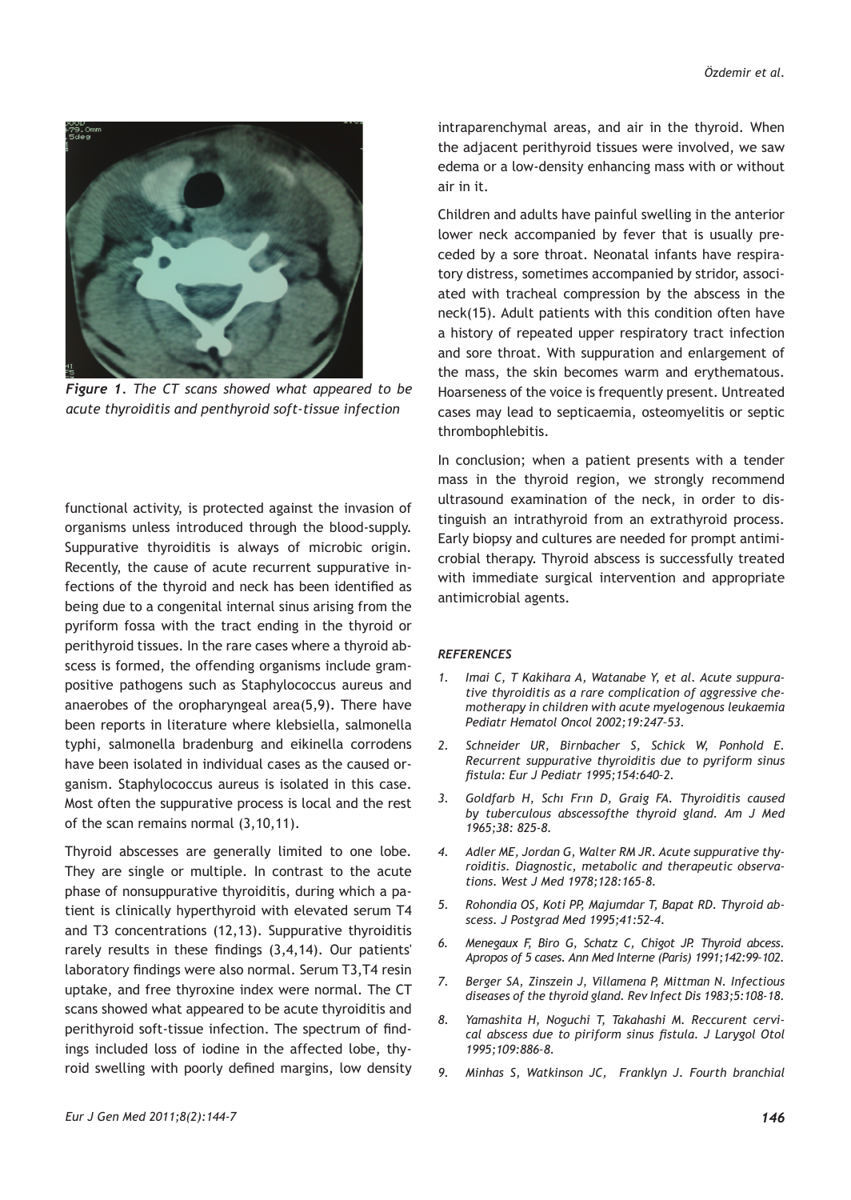*Figure 1. The CT scans showed what appeared to be acute thyroiditis and penthyroid soft-tissue infection*

functional activity, is protected against the invasion of organisms unless introduced through the blood-supply. Suppurative thyroiditis is always of microbic origin. Recently, the cause of acute recurrent suppurative infections of the thyroid and neck has been identified as being due to a congenital internal sinus arising from the pyriform fossa with the tract ending in the thyroid or perithyroid tissues. In the rare cases where a thyroid abscess is formed, the offending organisms include gram-positive pathogens such as Staphylococcus aureus and anaerobes of the oropharyngeal area(5,9). There have been reports in literature where klebsiella, salmonella typhi, salmonella bradenburg and eikinella corrodens have been isolated in individual cases as the caused organism. Staphylococcus aureus is isolated in this case. Most often the suppurative process is local and the rest of the scan remains normal (3,10,11).

Thyroid abscesses are generally limited to one lobe. They are single or multiple. In contrast to the acute phase of nonsuppurative thyroiditis, during which a patient is clinically hyperthyroid with elevated serum T4 and T3 concentrations (12,13). Suppurative thyroiditis rarely results in these findings (3,4,14). Our patients' laboratory findings were also normal. Serum T3,T4 resin uptake, and free thyroxine index were normal. The CT scans showed what appeared to be acute thyroiditis and perithyroid soft-tissue infection. The spectrum of findings included loss of iodine in the affected lobe, thyroid swelling with poorly defined margins, low density intraparenchymal areas, and air in the thyroid. When the adjacent perithyroid tissues were involved, we saw edema or a low-density enhancing mass with or without air in it.

Children and adults have painful swelling in the anterior lower neck accompanied by fever that is usually preceded by a sore throat. Neonatal infants have respiratory distress, sometimes accompanied by stridor, associated with tracheal compression by the abscess in the neck(15). Adult patients with this condition often have a history of repeated upper respiratory tract infection and sore throat. With suppuration and enlargement of the mass, the skin becomes warm and erythematous. Hoarseness of the voice is frequently present. Untreated cases may lead to septicaemia, osteomyelitis or septic thrombophlebitis.

In conclusion; when a patient presents with a tender mass in the thyroid region, we strongly recommend ultrasound examination of the neck, in order to distinguish an intrathyroid from an extrathyroid process. Early biopsy and cultures are needed for prompt antimicrobial therapy. Thyroid abscess is successfully treated with immediate surgical intervention and appropriate antimicrobial agents.

***REFERENCES***

1. *Imai C, T Kakihara A, Watanabe Y, et al. Acute suppurative thyroiditis as a rare complication of aggressive chemotherapy in children with acute myelogenous leukaemia Pediatr Hematol Oncol 2002;19:247-53.*
2. *Schneider UR, Birnbacher S, Schick W, Ponhold E. Recurrent suppurative thyroiditis due to pyriform sinus fistula: Eur J Pediatr 1995;154:640-2.*
3. *Goldfarb H, Schı Frın D, Graig FA. Thyroiditis caused by tuberculous abscessofthe thyroid gland. Am J Med 1965;38: 825-8.*
4. *Adler ME, Jordan G, Walter RM JR. Acute suppurative thyroiditis. Diagnostic, metabolic and therapeutic observations. West J Med 1978;128:165-8.*
5. *Rohondia OS, Koti PP, Majumdar T, Bapat RD. Thyroid abscess. J Postgrad Med 1995;41:52-4.*
6. *Menegaux F, Biro G, Schatz C, Chigot JP. Thyroid abscess. Apropos of 5 cases. Ann Med Interne (Paris) 1991;142:99-102.*
7. *Berger SA, Zinszein J, Villamena P, Mittman N. Infectious diseases of the thyroid gland. Rev Infect Dis 1983;5:108-18.*
8. *Yamashita H, Noguchi T, Takahashi M. Reccurent cervical abscess due to piriform sinus fistula. J Larygol Otol 1995;109:886-8.*
9. *Minhas S, Watkinson JC, Franklyn J. Fourth branchial*